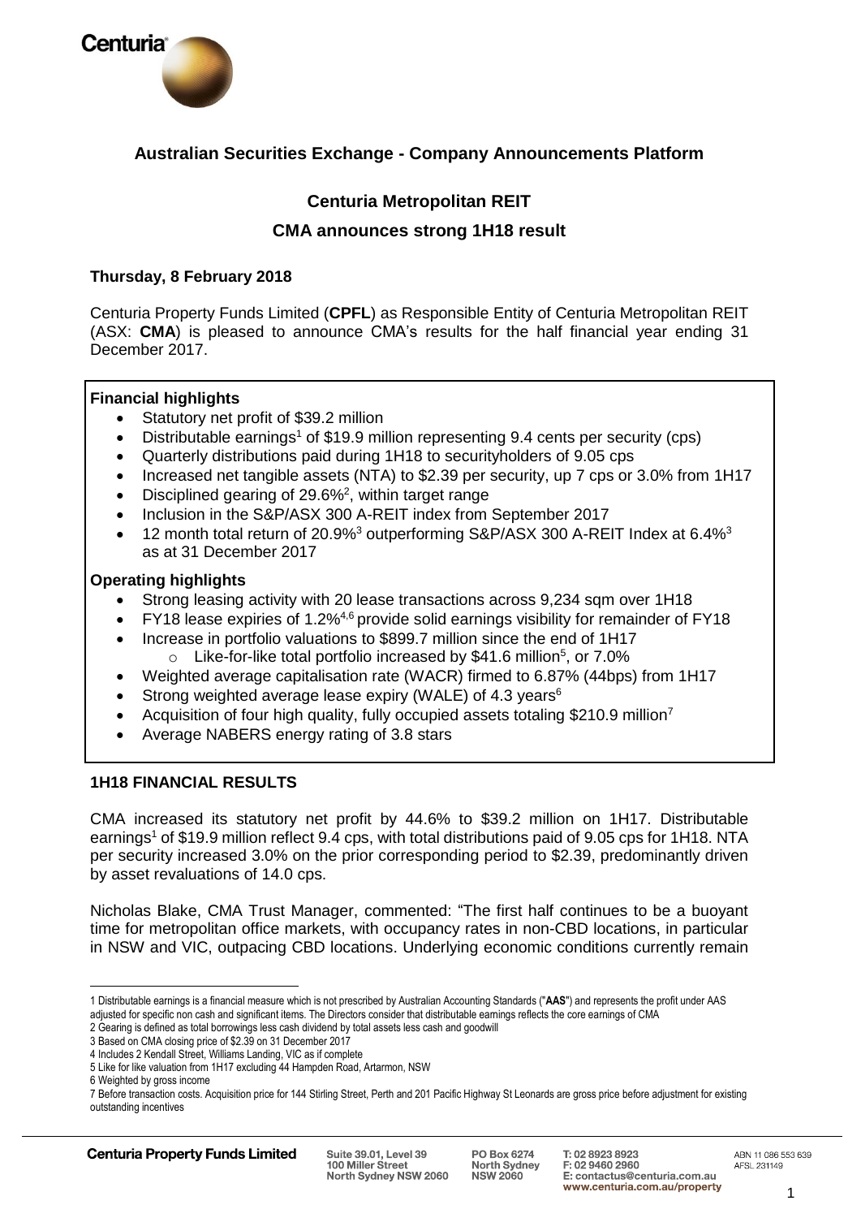## Australian Securities Exchange - Company Announcements Platform

### Centuria Metropolitan REIT

### CMA announces strong 1H18 result

**Thursday, 8 February 2018**

Centuria Property Funds Limited (**CPFL**) as Responsible Entity of Centuria Metropolitan REIT (ASX: **CMA**) is pleased to announce CMA's results for the half financial year ending 31 December 2017.

**Financial highlights**

- Statutory net profit of $39.2 million
- Distributable earnings[1] of $19.9 million representing 9.4 cents per security (cps)
- Quarterly distributions paid during 1H18 to securityholders of 9.05 cps
- Increased net tangible assets (NTA) to $2.39 per security, up 7 cps or 3.0% from 1H17
- Disciplined gearing of 29.6%[2], within target range
- Inclusion in the S&P/ASX 300 A-REIT index from September 2017
- 12 month total return of 20.9%[3] outperforming S&P/ASX 300 A-REIT Index at 6.4%[3] as at 31 December 2017

**Operating highlights**

- Strong leasing activity with 20 lease transactions across 9,234 sqm over 1H18
- FY18 lease expiries of 1.2%[4,6] provide solid earnings visibility for remainder of FY18
- Increase in portfolio valuations to $899.7 million since the end of 1H17
  - Like-for-like total portfolio increased by $41.6 million[5], or 7.0%
- Weighted average capitalisation rate (WACR) firmed to 6.87% (44bps) from 1H17
- Strong weighted average lease expiry (WALE) of 4.3 years[6]
- Acquisition of four high quality, fully occupied assets totaling $210.9 million[7]
- Average NABERS energy rating of 3.8 stars

**1H18 FINANCIAL RESULTS**

CMA increased its statutory net profit by 44.6% to $39.2 million on 1H17. Distributable earnings[1] of $19.9 million reflect 9.4 cps, with total distributions paid of 9.05 cps for 1H18. NTA per security increased 3.0% on the prior corresponding period to $2.39, predominantly driven by asset revaluations of 14.0 cps.

Nicholas Blake, CMA Trust Manager, commented: "The first half continues to be a buoyant time for metropolitan office markets, with occupancy rates in non-CBD locations, in particular in NSW and VIC, outpacing CBD locations. Underlying economic conditions currently remain

1 Distributable earnings is a financial measure which is not prescribed by Australian Accounting Standards ("**AAS**") and represents the profit under AAS adjusted for specific non cash and significant items. The Directors consider that distributable earnings reflects the core earnings of CMA

2 Gearing is defined as total borrowings less cash dividend by total assets less cash and goodwill

3 Based on CMA closing price of $2.39 on 31 December 2017

4 Includes 2 Kendall Street, Williams Landing, VIC as if complete

5 Like for like valuation from 1H17 excluding 44 Hampden Road, Artarmon, NSW

6 Weighted by gross income

7 Before transaction costs. Acquisition price for 144 Stirling Street, Perth and 201 Pacific Highway St Leonards are gross price before adjustment for existing outstanding incentives

**Centuria Property Funds Limited** Suite 39.01, Level 39 100 Miller Street North Sydney NSW 2060 PO Box 6274 North Sydney NSW 2060 T: 02 8923 8923 F: 02 9460 2960 E: contactus@centuria.com.au www.centuria.com.au/property ABN 11 086 553 639 AFSL 231149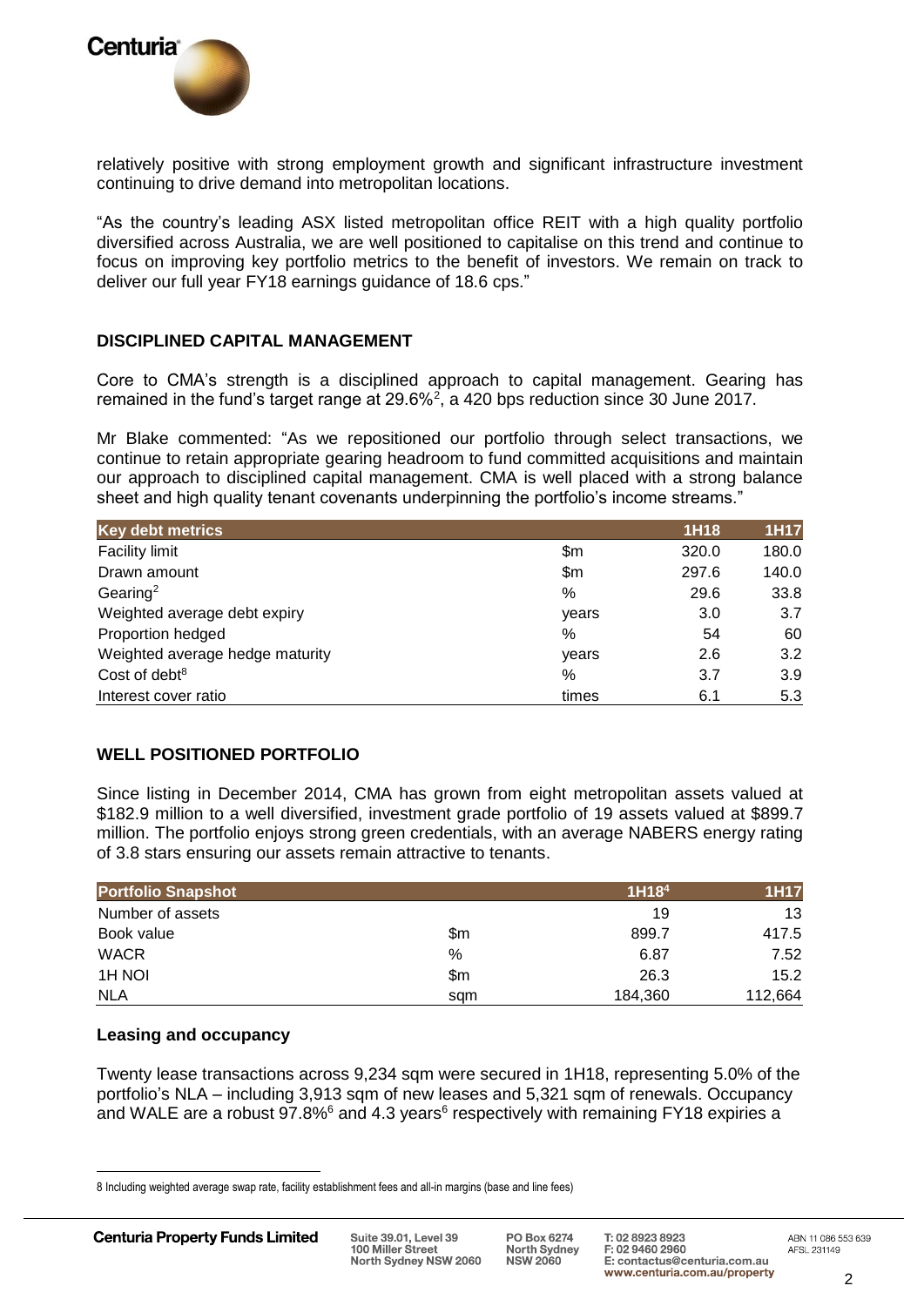relatively positive with strong employment growth and significant infrastructure investment continuing to drive demand into metropolitan locations.

"As the country's leading ASX listed metropolitan office REIT with a high quality portfolio diversified across Australia, we are well positioned to capitalise on this trend and continue to focus on improving key portfolio metrics to the benefit of investors. We remain on track to deliver our full year FY18 earnings guidance of 18.6 cps."

## DISCIPLINED CAPITAL MANAGEMENT

Core to CMA's strength is a disciplined approach to capital management. Gearing has remained in the fund's target range at 29.6%[2], a 420 bps reduction since 30 June 2017.

Mr Blake commented: "As we repositioned our portfolio through select transactions, we continue to retain appropriate gearing headroom to fund committed acquisitions and maintain our approach to disciplined capital management. CMA is well placed with a strong balance sheet and high quality tenant covenants underpinning the portfolio's income streams."

| Key debt metrics | | 1H18 | 1H17 |
|---|---|---|---|
| Facility limit | $m | 320.0 | 180.0 |
| Drawn amount | $m | 297.6 | 140.0 |
| Gearing[2] | % | 29.6 | 33.8 |
| Weighted average debt expiry | years | 3.0 | 3.7 |
| Proportion hedged | % | 54 | 60 |
| Weighted average hedge maturity | years | 2.6 | 3.2 |
| Cost of debt[8] | % | 3.7 | 3.9 |
| Interest cover ratio | times | 6.1 | 5.3 |

## WELL POSITIONED PORTFOLIO

Since listing in December 2014, CMA has grown from eight metropolitan assets valued at $182.9 million to a well diversified, investment grade portfolio of 19 assets valued at $899.7 million. The portfolio enjoys strong green credentials, with an average NABERS energy rating of 3.8 stars ensuring our assets remain attractive to tenants.

| Portfolio Snapshot | | 1H18[4] | 1H17 |
|---|---|---|---|
| Number of assets | | 19 | 13 |
| Book value | $m | 899.7 | 417.5 |
| WACR | % | 6.87 | 7.52 |
| 1H NOI | $m | 26.3 | 15.2 |
| NLA | sqm | 184,360 | 112,664 |

### Leasing and occupancy

Twenty lease transactions across 9,234 sqm were secured in 1H18, representing 5.0% of the portfolio's NLA – including 3,913 sqm of new leases and 5,321 sqm of renewals. Occupancy and WALE are a robust 97.8%[6] and 4.3 years[6] respectively with remaining FY18 expiries a

---

8 Including weighted average swap rate, facility establishment fees and all-in margins (base and line fees)

**Centuria Property Funds Limited** Suite 39.01, Level 39 100 Miller Street North Sydney NSW 2060 PO Box 6274 North Sydney NSW 2060 T: 02 8923 8923 F: 02 9460 2960 E: contactus@centuria.com.au www.centuria.com.au/property ABN 11 086 553 639 AFSL 231149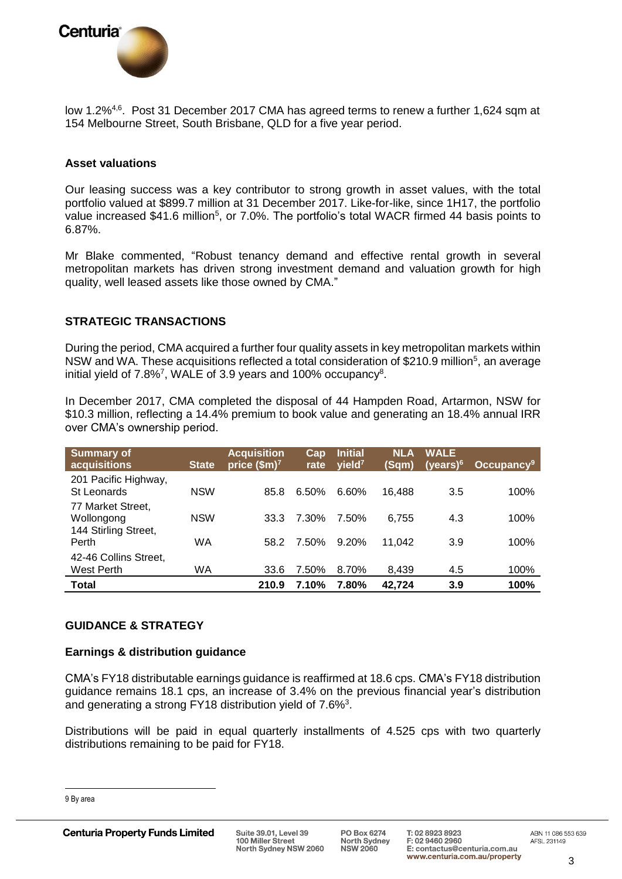low 1.2%[4,6]. Post 31 December 2017 CMA has agreed terms to renew a further 1,624 sqm at 154 Melbourne Street, South Brisbane, QLD for a five year period.

### Asset valuations

Our leasing success was a key contributor to strong growth in asset values, with the total portfolio valued at $899.7 million at 31 December 2017. Like-for-like, since 1H17, the portfolio value increased $41.6 million[5], or 7.0%. The portfolio's total WACR firmed 44 basis points to 6.87%.

Mr Blake commented, "Robust tenancy demand and effective rental growth in several metropolitan markets has driven strong investment demand and valuation growth for high quality, well leased assets like those owned by CMA."

## STRATEGIC TRANSACTIONS

During the period, CMA acquired a further four quality assets in key metropolitan markets within NSW and WA. These acquisitions reflected a total consideration of $210.9 million[5], an average initial yield of 7.8%[7], WALE of 3.9 years and 100% occupancy[8].

In December 2017, CMA completed the disposal of 44 Hampden Road, Artarmon, NSW for $10.3 million, reflecting a 14.4% premium to book value and generating an 18.4% annual IRR over CMA's ownership period.

| Summary of acquisitions | State | Acquisition price ($m)[7] | Cap rate | Initial yield[7] | NLA (Sqm) | WALE (years)[6] | Occupancy[9] |
|---|---|---|---|---|---|---|---|
| 201 Pacific Highway, St Leonards | NSW | 85.8 | 6.50% | 6.60% | 16,488 | 3.5 | 100% |
| 77 Market Street, Wollongong | NSW | 33.3 | 7.30% | 7.50% | 6,755 | 4.3 | 100% |
| 144 Stirling Street, Perth | WA | 58.2 | 7.50% | 9.20% | 11,042 | 3.9 | 100% |
| 42-46 Collins Street, West Perth | WA | 33.6 | 7.50% | 8.70% | 8,439 | 4.5 | 100% |
| **Total** | | **210.9** | **7.10%** | **7.80%** | **42,724** | **3.9** | **100%** |

## GUIDANCE & STRATEGY

### Earnings & distribution guidance

CMA's FY18 distributable earnings guidance is reaffirmed at 18.6 cps. CMA's FY18 distribution guidance remains 18.1 cps, an increase of 3.4% on the previous financial year's distribution and generating a strong FY18 distribution yield of 7.6%[3].

Distributions will be paid in equal quarterly installments of 4.525 cps with two quarterly distributions remaining to be paid for FY18.

---

9 By area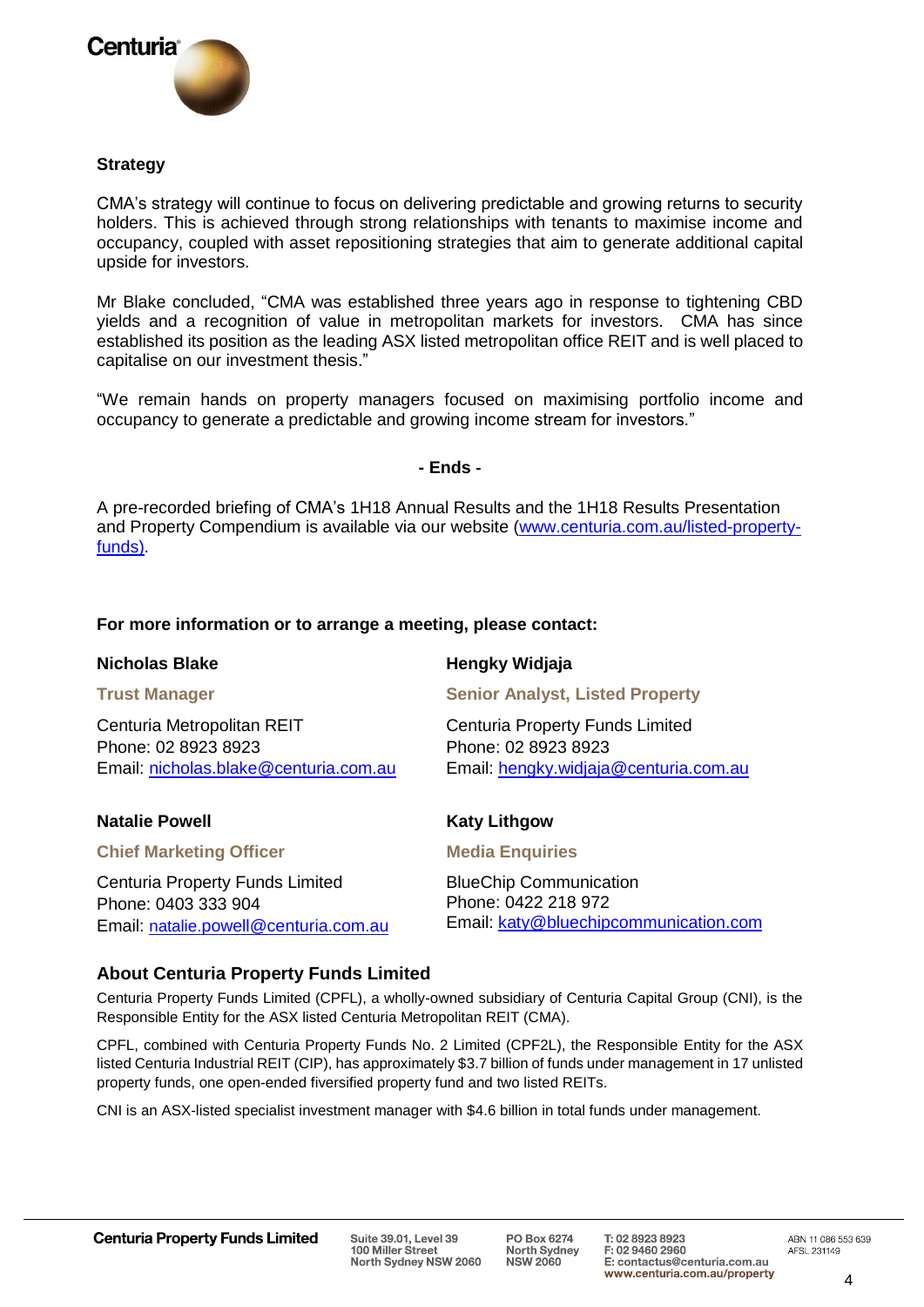### Strategy

CMA's strategy will continue to focus on delivering predictable and growing returns to security holders. This is achieved through strong relationships with tenants to maximise income and occupancy, coupled with asset repositioning strategies that aim to generate additional capital upside for investors.

Mr Blake concluded, "CMA was established three years ago in response to tightening CBD yields and a recognition of value in metropolitan markets for investors. CMA has since established its position as the leading ASX listed metropolitan office REIT and is well placed to capitalise on our investment thesis."

"We remain hands on property managers focused on maximising portfolio income and occupancy to generate a predictable and growing income stream for investors."

**- Ends -**

A pre-recorded briefing of CMA's 1H18 Annual Results and the 1H18 Results Presentation and Property Compendium is available via our website (www.centuria.com.au/listed-property-funds).

**For more information or to arrange a meeting, please contact:**

**Nicholas Blake**
**Trust Manager**
Centuria Metropolitan REIT
Phone: 02 8923 8923
Email: nicholas.blake@centuria.com.au

**Hengky Widjaja**
**Senior Analyst, Listed Property**
Centuria Property Funds Limited
Phone: 02 8923 8923
Email: hengky.widjaja@centuria.com.au

**Natalie Powell**
**Chief Marketing Officer**
Centuria Property Funds Limited
Phone: 0403 333 904
Email: natalie.powell@centuria.com.au

**Katy Lithgow**
**Media Enquiries**
BlueChip Communication
Phone: 0422 218 972
Email: katy@bluechipcommunication.com

### About Centuria Property Funds Limited

Centuria Property Funds Limited (CPFL), a wholly-owned subsidiary of Centuria Capital Group (CNI), is the Responsible Entity for the ASX listed Centuria Metropolitan REIT (CMA).

CPFL, combined with Centuria Property Funds No. 2 Limited (CPF2L), the Responsible Entity for the ASX listed Centuria Industrial REIT (CIP), has approximately $3.7 billion of funds under management in 17 unlisted property funds, one open-ended fiversified property fund and two listed REITs.

CNI is an ASX-listed specialist investment manager with $4.6 billion in total funds under management.